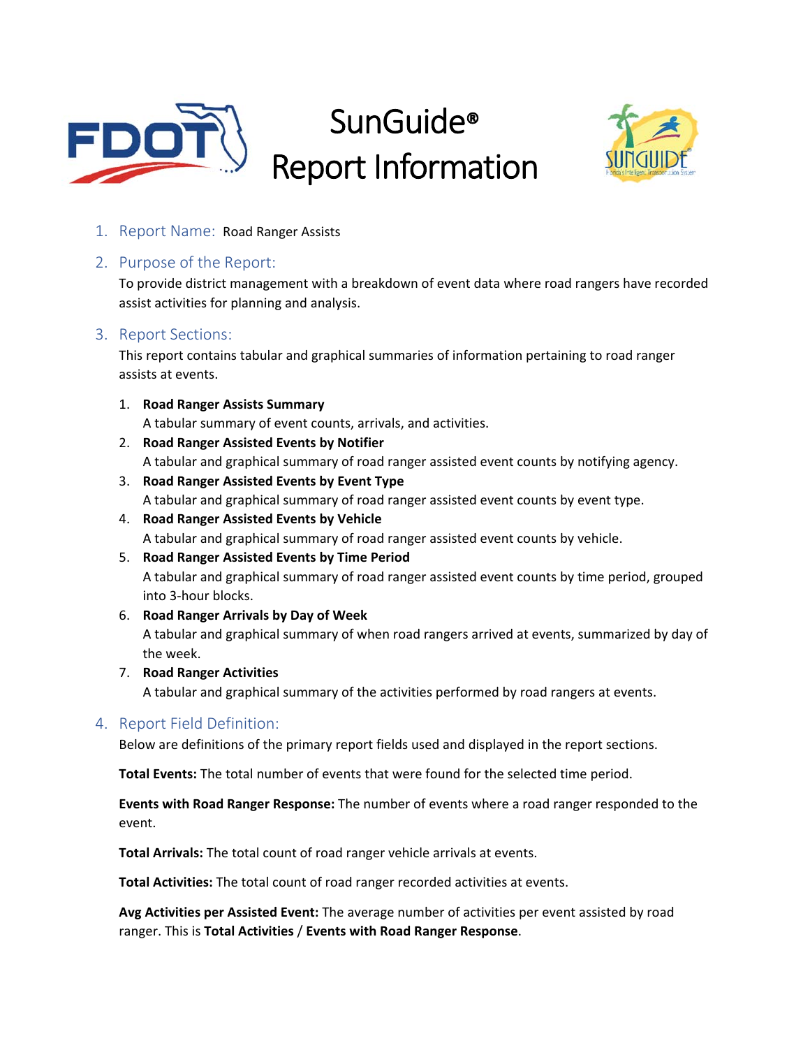# SunGuide® Report Information

1. Report Name: Road Ranger Assists

2. Purpose of the Report:

   To provide district management with a breakdown of event data where road rangers have recorded assist activities for planning and analysis.

3. Report Sections:

   This report contains tabular and graphical summaries of information pertaining to road ranger assists at events.

   1. **Road Ranger Assists Summary**
      A tabular summary of event counts, arrivals, and activities.
   2. **Road Ranger Assisted Events by Notifier**
      A tabular and graphical summary of road ranger assisted event counts by notifying agency.
   3. **Road Ranger Assisted Events by Event Type**
      A tabular and graphical summary of road ranger assisted event counts by event type.
   4. **Road Ranger Assisted Events by Vehicle**
      A tabular and graphical summary of road ranger assisted event counts by vehicle.
   5. **Road Ranger Assisted Events by Time Period**
      A tabular and graphical summary of road ranger assisted event counts by time period, grouped into 3-hour blocks.
   6. **Road Ranger Arrivals by Day of Week**
      A tabular and graphical summary of when road rangers arrived at events, summarized by day of the week.
   7. **Road Ranger Activities**
      A tabular and graphical summary of the activities performed by road rangers at events.

4. Report Field Definition:

   Below are definitions of the primary report fields used and displayed in the report sections.

   **Total Events:** The total number of events that were found for the selected time period.

   **Events with Road Ranger Response:** The number of events where a road ranger responded to the event.

   **Total Arrivals:** The total count of road ranger vehicle arrivals at events.

   **Total Activities:** The total count of road ranger recorded activities at events.

   **Avg Activities per Assisted Event:** The average number of activities per event assisted by road ranger. This is **Total Activities** / **Events with Road Ranger Response**.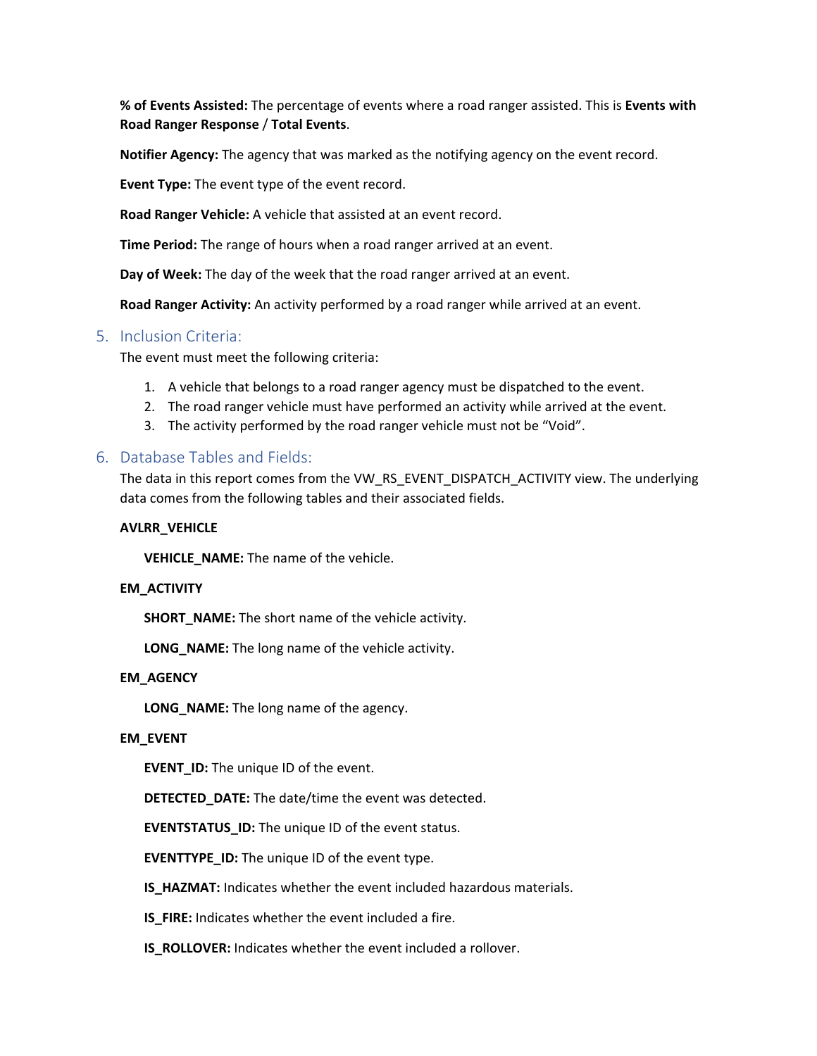**% of Events Assisted:** The percentage of events where a road ranger assisted. This is **Events with Road Ranger Response** / **Total Events**.

**Notifier Agency:** The agency that was marked as the notifying agency on the event record.

**Event Type:** The event type of the event record.

**Road Ranger Vehicle:** A vehicle that assisted at an event record.

**Time Period:** The range of hours when a road ranger arrived at an event.

**Day of Week:** The day of the week that the road ranger arrived at an event.

**Road Ranger Activity:** An activity performed by a road ranger while arrived at an event.

## 5. Inclusion Criteria:

The event must meet the following criteria:

1. A vehicle that belongs to a road ranger agency must be dispatched to the event.
2. The road ranger vehicle must have performed an activity while arrived at the event.
3. The activity performed by the road ranger vehicle must not be "Void".

## 6. Database Tables and Fields:

The data in this report comes from the VW_RS_EVENT_DISPATCH_ACTIVITY view. The underlying data comes from the following tables and their associated fields.

**AVLRR_VEHICLE**

**VEHICLE_NAME:** The name of the vehicle.

**EM_ACTIVITY**

**SHORT_NAME:** The short name of the vehicle activity.

**LONG_NAME:** The long name of the vehicle activity.

**EM_AGENCY**

**LONG_NAME:** The long name of the agency.

**EM_EVENT**

**EVENT_ID:** The unique ID of the event.

**DETECTED_DATE:** The date/time the event was detected.

**EVENTSTATUS_ID:** The unique ID of the event status.

**EVENTTYPE_ID:** The unique ID of the event type.

**IS_HAZMAT:** Indicates whether the event included hazardous materials.

**IS_FIRE:** Indicates whether the event included a fire.

**IS_ROLLOVER:** Indicates whether the event included a rollover.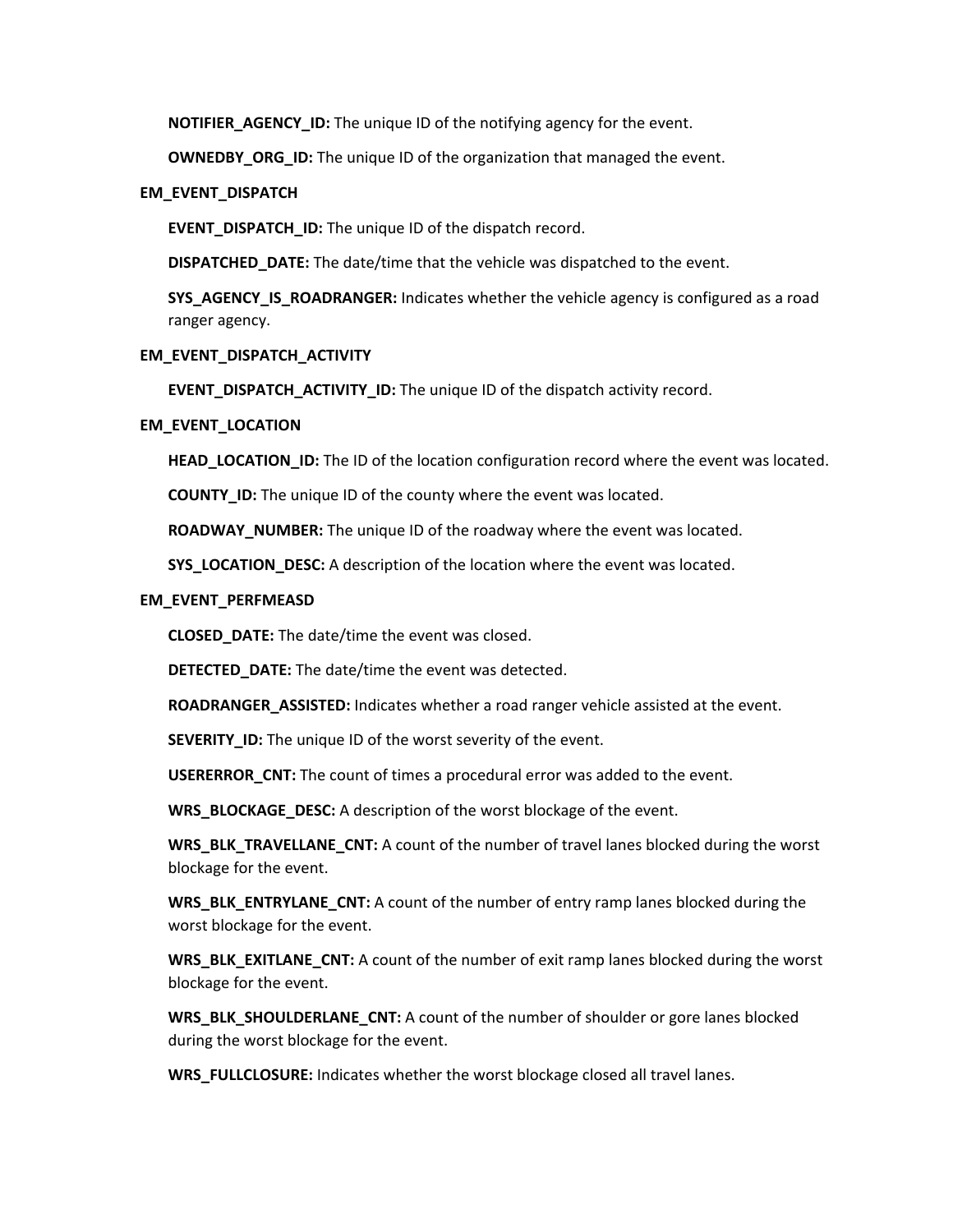**NOTIFIER_AGENCY_ID:** The unique ID of the notifying agency for the event.

**OWNEDBY_ORG_ID:** The unique ID of the organization that managed the event.

**EM_EVENT_DISPATCH**

**EVENT_DISPATCH_ID:** The unique ID of the dispatch record.

**DISPATCHED_DATE:** The date/time that the vehicle was dispatched to the event.

**SYS_AGENCY_IS_ROADRANGER:** Indicates whether the vehicle agency is configured as a road ranger agency.

**EM_EVENT_DISPATCH_ACTIVITY**

**EVENT_DISPATCH_ACTIVITY_ID:** The unique ID of the dispatch activity record.

**EM_EVENT_LOCATION**

**HEAD_LOCATION_ID:** The ID of the location configuration record where the event was located.

**COUNTY_ID:** The unique ID of the county where the event was located.

**ROADWAY_NUMBER:** The unique ID of the roadway where the event was located.

**SYS_LOCATION_DESC:** A description of the location where the event was located.

**EM_EVENT_PERFMEASD**

**CLOSED_DATE:** The date/time the event was closed.

**DETECTED_DATE:** The date/time the event was detected.

**ROADRANGER_ASSISTED:** Indicates whether a road ranger vehicle assisted at the event.

**SEVERITY_ID:** The unique ID of the worst severity of the event.

**USERERROR_CNT:** The count of times a procedural error was added to the event.

**WRS_BLOCKAGE_DESC:** A description of the worst blockage of the event.

**WRS_BLK_TRAVELLANE_CNT:** A count of the number of travel lanes blocked during the worst blockage for the event.

**WRS_BLK_ENTRYLANE_CNT:** A count of the number of entry ramp lanes blocked during the worst blockage for the event.

**WRS_BLK_EXITLANE_CNT:** A count of the number of exit ramp lanes blocked during the worst blockage for the event.

**WRS_BLK_SHOULDERLANE_CNT:** A count of the number of shoulder or gore lanes blocked during the worst blockage for the event.

**WRS_FULLCLOSURE:** Indicates whether the worst blockage closed all travel lanes.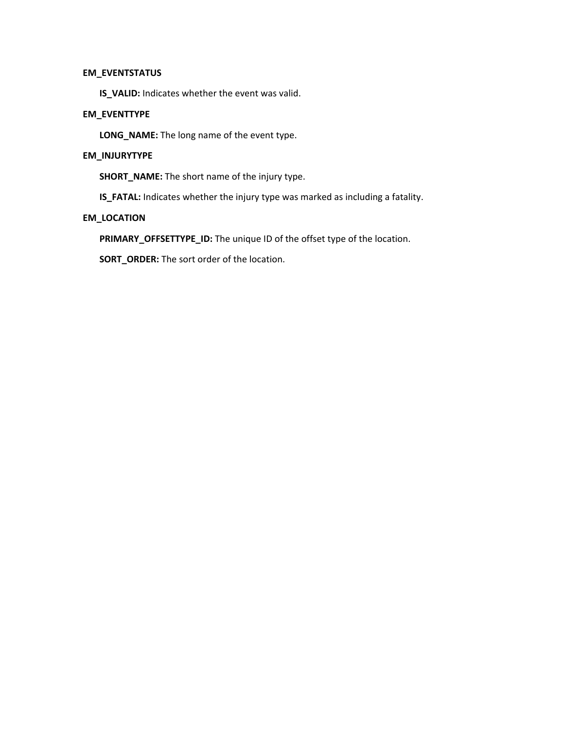**EM_EVENTSTATUS**

**IS_VALID:** Indicates whether the event was valid.

**EM_EVENTTYPE**

**LONG_NAME:** The long name of the event type.

**EM_INJURYTYPE**

**SHORT_NAME:** The short name of the injury type.

**IS_FATAL:** Indicates whether the injury type was marked as including a fatality.

**EM_LOCATION**

**PRIMARY_OFFSETTYPE_ID:** The unique ID of the offset type of the location.

**SORT_ORDER:** The sort order of the location.